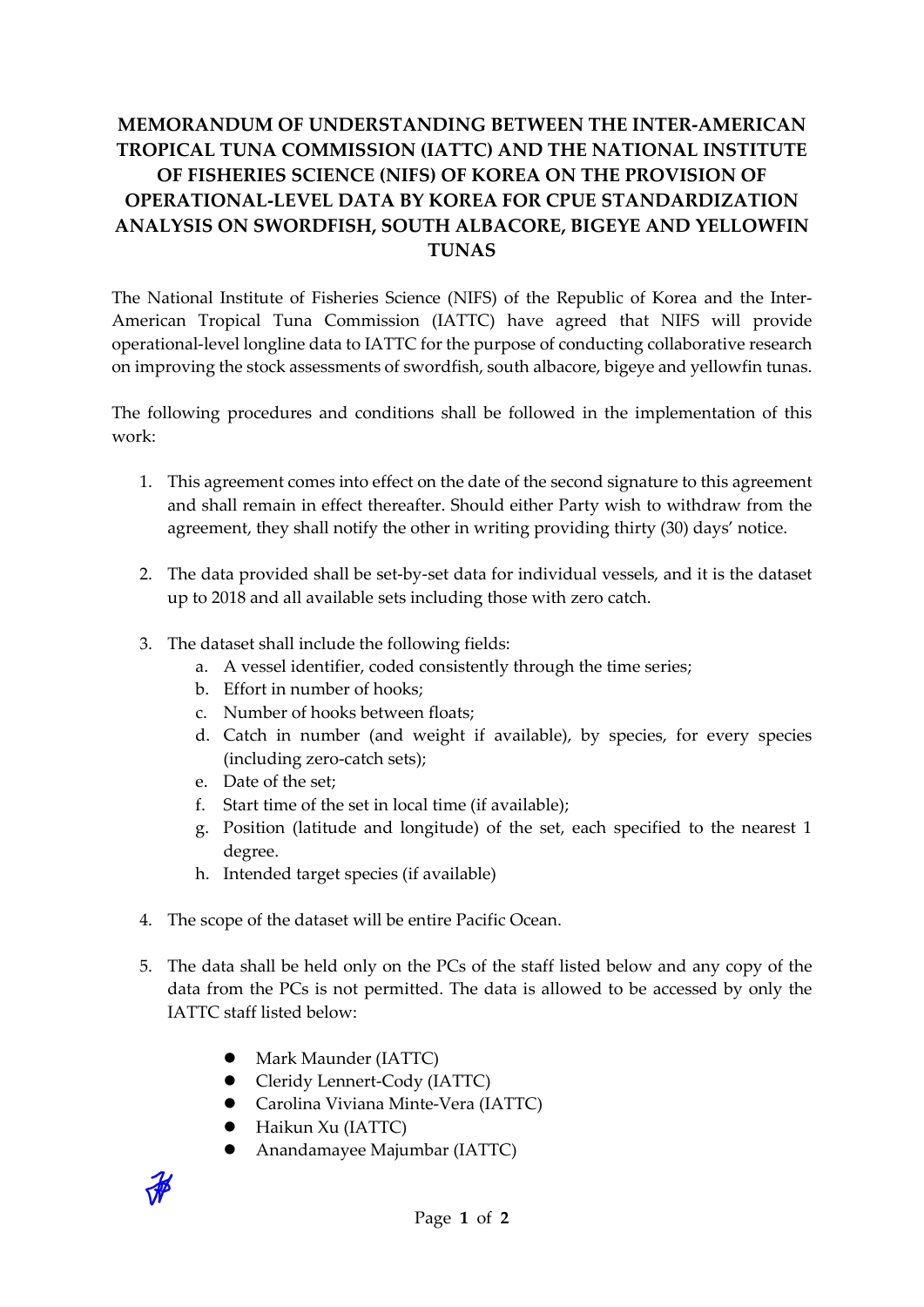# MEMORANDUM OF UNDERSTANDING BETWEEN THE INTER-AMERICAN TROPICAL TUNA COMMISSION (IATTC) AND THE NATIONAL INSTITUTE OF FISHERIES SCIENCE (NIFS) OF KOREA ON THE PROVISION OF OPERATIONAL-LEVEL DATA BY KOREA FOR CPUE STANDARDIZATION ANALYSIS ON SWORDFISH, SOUTH ALBACORE, BIGEYE AND YELLOWFIN TUNAS

The National Institute of Fisheries Science (NIFS) of the Republic of Korea and the Inter-American Tropical Tuna Commission (IATTC) have agreed that NIFS will provide operational-level longline data to IATTC for the purpose of conducting collaborative research on improving the stock assessments of swordfish, south albacore, bigeye and yellowfin tunas.

The following procedures and conditions shall be followed in the implementation of this work:

1. This agreement comes into effect on the date of the second signature to this agreement and shall remain in effect thereafter. Should either Party wish to withdraw from the agreement, they shall notify the other in writing providing thirty (30) days' notice.

2. The data provided shall be set-by-set data for individual vessels, and it is the dataset up to 2018 and all available sets including those with zero catch.

3. The dataset shall include the following fields:
   a. A vessel identifier, coded consistently through the time series;
   b. Effort in number of hooks;
   c. Number of hooks between floats;
   d. Catch in number (and weight if available), by species, for every species (including zero-catch sets);
   e. Date of the set;
   f. Start time of the set in local time (if available);
   g. Position (latitude and longitude) of the set, each specified to the nearest 1 degree.
   h. Intended target species (if available)

4. The scope of the dataset will be entire Pacific Ocean.

5. The data shall be held only on the PCs of the staff listed below and any copy of the data from the PCs is not permitted. The data is allowed to be accessed by only the IATTC staff listed below:

   - Mark Maunder (IATTC)
   - Cleridy Lennert-Cody (IATTC)
   - Carolina Viviana Minte-Vera (IATTC)
   - Haikun Xu (IATTC)
   - Anandamayee Majumbar (IATTC)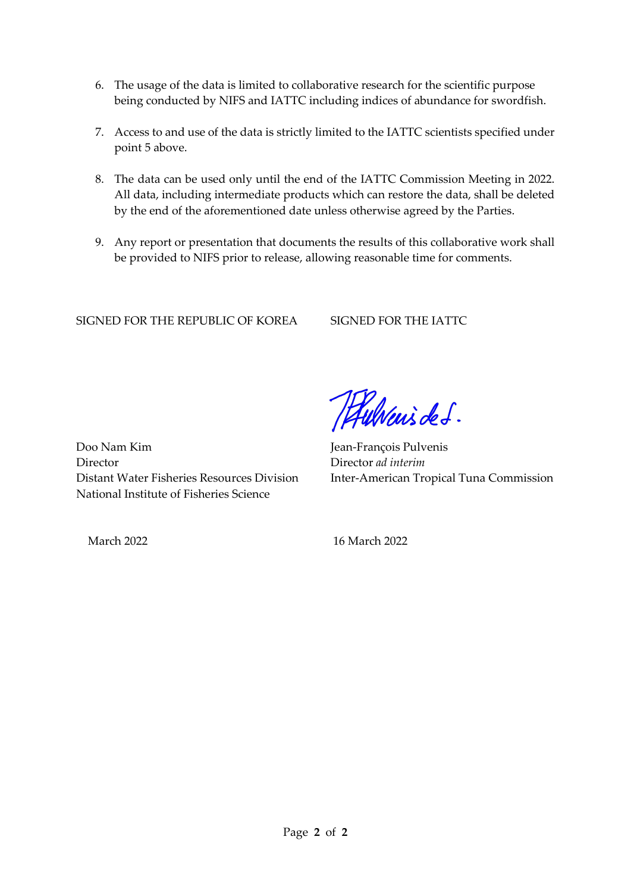6. The usage of the data is limited to collaborative research for the scientific purpose being conducted by NIFS and IATTC including indices of abundance for swordfish.

7. Access to and use of the data is strictly limited to the IATTC scientists specified under point 5 above.

8. The data can be used only until the end of the IATTC Commission Meeting in 2022. All data, including intermediate products which can restore the data, shall be deleted by the end of the aforementioned date unless otherwise agreed by the Parties.

9. Any report or presentation that documents the results of this collaborative work shall be provided to NIFS prior to release, allowing reasonable time for comments.

| SIGNED FOR THE REPUBLIC OF KOREA | SIGNED FOR THE IATTC |
|---|---|
| Doo Nam Kim<br>Director<br>Distant Water Fisheries Resources Division<br>National Institute of Fisheries Science | Jean-François Pulvenis<br>Director *ad interim*<br>Inter-American Tropical Tuna Commission |
| March 2022 | 16 March 2022 |